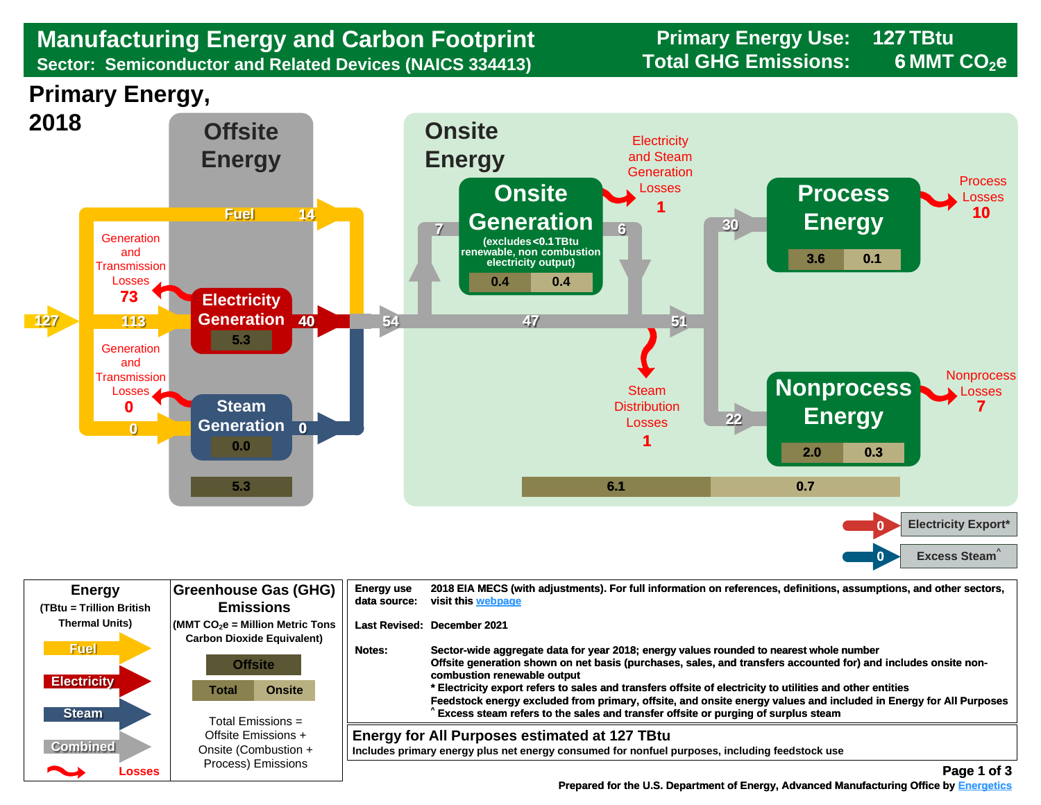# Manufacturing Energy and Carbon Footprint

**Sector: Semiconductor and Related Devices (NAICS 334413)**

**Primary Energy Use: 127 TBtu**
**Total GHG Emissions: 6 MMT $CO_2e$**

## Primary Energy, 2018

### Offsite Energy

- 127 (primary energy input)
- Fuel: 14
- 113 → Electricity Generation
- 0 → Steam Generation

**Electricity Generation**: 5.3
- Generation and Transmission Losses: 73
- Output: 40

**Steam Generation**: 0.0
- Generation and Transmission Losses: 0
- Output: 0

Offsite total emissions: 5.3

### Onsite Energy

- 54 (to onsite)
- 7 → Onsite Generation
- 47

**Onsite Generation** (excludes <0.1 TBtu renewable, non combustion electricity output)
- Total: 0.4 | Onsite: 0.4
- Electricity and Steam Generation Losses: 1
- Output: 6

- 51
- Steam Distribution Losses: 1
- 30 → Process Energy
- 22 → Nonprocess Energy

**Process Energy**
- Total: 3.6 | Onsite: 0.1
- Process Losses: 10

**Nonprocess Energy**
- Total: 2.0 | Onsite: 0.3
- Nonprocess Losses: 7

Total: 6.1 | Onsite: 0.7

- Electricity Export*: 0
- Excess Steam^: 0

### Legend

**Energy** (TBtu = Trillion British Thermal Units)
- Fuel
- Electricity
- Steam
- Combined
- Losses

**Greenhouse Gas (GHG) Emissions** (MMT $CO_2e$ = Million Metric Tons Carbon Dioxide Equivalent)
- Offsite
- Total | Onsite

Total Emissions = Offsite Emissions + Onsite (Combustion + Process) Emissions

| | |
|---|---|
| Energy use data source: | 2018 EIA MECS (with adjustments). For full information on references, definitions, assumptions, and other sectors, visit this webpage |
| Last Revised: | December 2021 |
| Notes: | Sector-wide aggregate data for year 2018; energy values rounded to nearest whole number<br>Offsite generation shown on net basis (purchases, sales, and transfers accounted for) and includes onsite non-combustion renewable output<br>* Electricity export refers to sales and transfers offsite of electricity to utilities and other entities<br>Feedstock energy excluded from primary, offsite, and onsite energy values and included in Energy for All Purposes<br>^ Excess steam refers to the sales and transfer offsite or purging of surplus steam |

**Energy for All Purposes estimated at 127 TBtu**
Includes primary energy plus net energy consumed for nonfuel purposes, including feedstock use

Prepared for the U.S. Department of Energy, Advanced Manufacturing Office by Energetics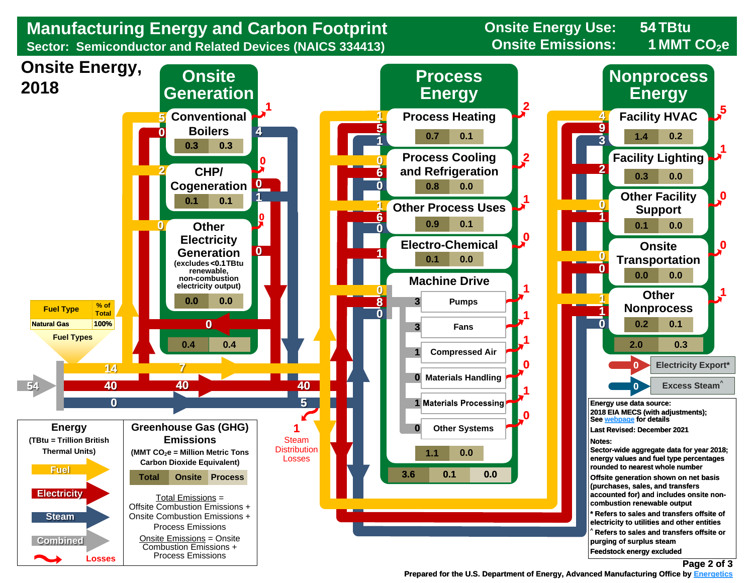# Manufacturing Energy and Carbon Footprint

**Sector: Semiconductor and Related Devices (NAICS 334413)**

**Onsite Energy Use: 54 TBtu**
**Onsite Emissions: 1 MMT $CO_2e$**

## Onsite Energy, 2018

### Onsite Generation

| Component | Energy | Emissions | Losses |
|---|---|---|---|
| Conventional Boilers | 0.3 | 0.3 | 1 |
| CHP/ Cogeneration | 0.1 | 0.1 | 0 |
| Other Electricity Generation (excludes <0.1TBtu renewable, non-combustion electricity output) | 0.0 | 0.0 | 0 |
| **Total** | 0.4 | 0.4 | |

Inputs to Conventional Boilers: Fuel 5, Electricity 0; Steam output 4.
Inputs to CHP/Cogeneration: Fuel 2; Electricity output 0; Steam output 1.
Inputs to Other Electricity Generation: Fuel 0; Electricity output 0.
Electricity from onsite generation: 0.

### Process Energy

| End Use | Fuel | Electricity | Steam | Energy | Emissions | Losses |
|---|---|---|---|---|---|---|
| Process Heating | 1 | 5 | 1 | 0.7 | 0.1 | 2 |
| Process Cooling and Refrigeration | 0 | 6 | 0 | 0.8 | 0.0 | 2 |
| Other Process Uses | 1 | 6 | 0 | 0.9 | 0.1 | 1 |
| Electro-Chemical | | 1 | | 0.1 | 0.0 | 0 |
| Machine Drive | 0 | 8 | 0 | 1.1 | 0.0 | |

Machine Drive (Combined):

| Subsystem | Combined | Losses |
|---|---|---|
| Pumps | 3 | 1 |
| Fans | 3 | 1 |
| Compressed Air | 1 | 1 |
| Materials Handling | 0 | 0 |
| Materials Processing | 1 | 1 |
| Other Systems | 0 | 0 |

Process Energy totals: 3.6 | 0.1 | 0.0

### Nonprocess Energy

| End Use | Fuel | Electricity | Steam | Energy | Emissions | Losses |
|---|---|---|---|---|---|---|
| Facility HVAC | 4 | 9 | 3 | 1.4 | 0.2 | 5 |
| Facility Lighting | | 2 | | 0.3 | 0.0 | 1 |
| Other Facility Support | 0 | 1 | | 0.1 | 0.0 | 0 |
| Onsite Transportation | 0 | 0 | | 0.0 | 0.0 | 0 |
| Other Nonprocess | 1 | 1 | 0 | 0.2 | 0.1 | 1 |
| **Total** | | | | 2.0 | 0.3 | |

Electricity Export*: 0
Excess Steam^: 0

### Energy Supply

Total: 54 (Combined) → Fuel 14, Electricity 40, Steam 0

Fuel 7; Electricity 40; Electricity 40; Steam 5

Steam Distribution Losses: 1

| Fuel Type | % of Total |
|---|---|
| Natural Gas | 100% |

Fuel Types

### Legend

**Energy** (TBtu = Trillion British Thermal Units)

- Fuel
- Electricity
- Steam
- Combined
- Losses

**Greenhouse Gas (GHG) Emissions** (MMT $CO_2e$ = Million Metric Tons Carbon Dioxide Equivalent)

| Total | Onsite | Process |
|---|---|---|

Total Emissions = Offsite Combustion Emissions + Onsite Combustion Emissions + Process Emissions

Onsite Emissions = Onsite Combustion Emissions + Process Emissions

Energy use data source: 2018 EIA MECS (with adjustments); See webpage for details

Last Revised: December 2021

Notes:
Sector-wide aggregate data for year 2018; energy values and fuel type percentages rounded to nearest whole number

Offsite generation shown on net basis (purchases, sales, and transfers accounted for) and includes onsite non-combustion renewable output

\* Refers to sales and transfers offsite of electricity to utilities and other entities

^ Refers to sales and transfers offsite or purging of surplus steam

Feedstock energy excluded

Prepared for the U.S. Department of Energy, Advanced Manufacturing Office by Energetics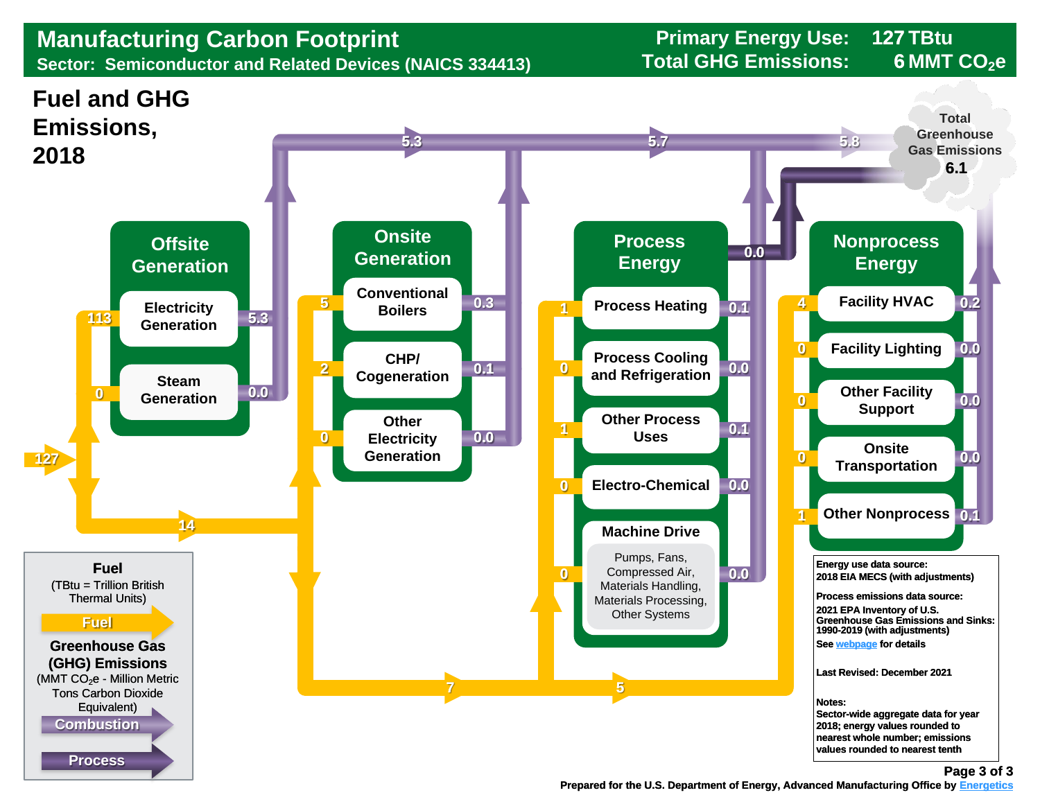# Manufacturing Carbon Footprint

**Sector: Semiconductor and Related Devices (NAICS 334413)**

**Primary Energy Use: 127 TBtu**

**Total GHG Emissions: 6 MMT $CO_2e$**

## Fuel and GHG Emissions, 2018

127

113

14

Offsite Generation

Electricity Generation

Steam Generation

0

5.3

0.0

Onsite Generation

5

Conventional Boilers

0.3

2

CHP/ Cogeneration

0.1

0

Other Electricity Generation

0.0

7

5

Process Energy

1

Process Heating

0.1

0

Process Cooling and Refrigeration

0.0

1

Other Process Uses

0.1

0

Electro-Chemical

0.0

0

Machine Drive

Pumps, Fans, Compressed Air, Materials Handling, Materials Processing, Other Systems

0.0

0.0

Nonprocess Energy

4

Facility HVAC

0.2

0

Facility Lighting

0.0

0

Other Facility Support

0.0

0

Onsite Transportation

0.0

1

Other Nonprocess

0.1

5.3

5.7

5.8

Total Greenhouse Gas Emissions

6.1

**Fuel**
(TBtu = Trillion British Thermal Units)

Fuel

**Greenhouse Gas (GHG) Emissions**
(MMT $CO_2e$ - Million Metric Tons Carbon Dioxide Equivalent)

Combustion

Process

**Energy use data source:**
**2018 EIA MECS (with adjustments)**

**Process emissions data source:**
**2021 EPA Inventory of U.S. Greenhouse Gas Emissions and Sinks: 1990-2019 (with adjustments)**

**See webpage for details**

**Last Revised: December 2021**

**Notes:**
**Sector-wide aggregate data for year 2018; energy values rounded to nearest whole number; emissions values rounded to nearest tenth**

**Prepared for the U.S. Department of Energy, Advanced Manufacturing Office by Energetics**